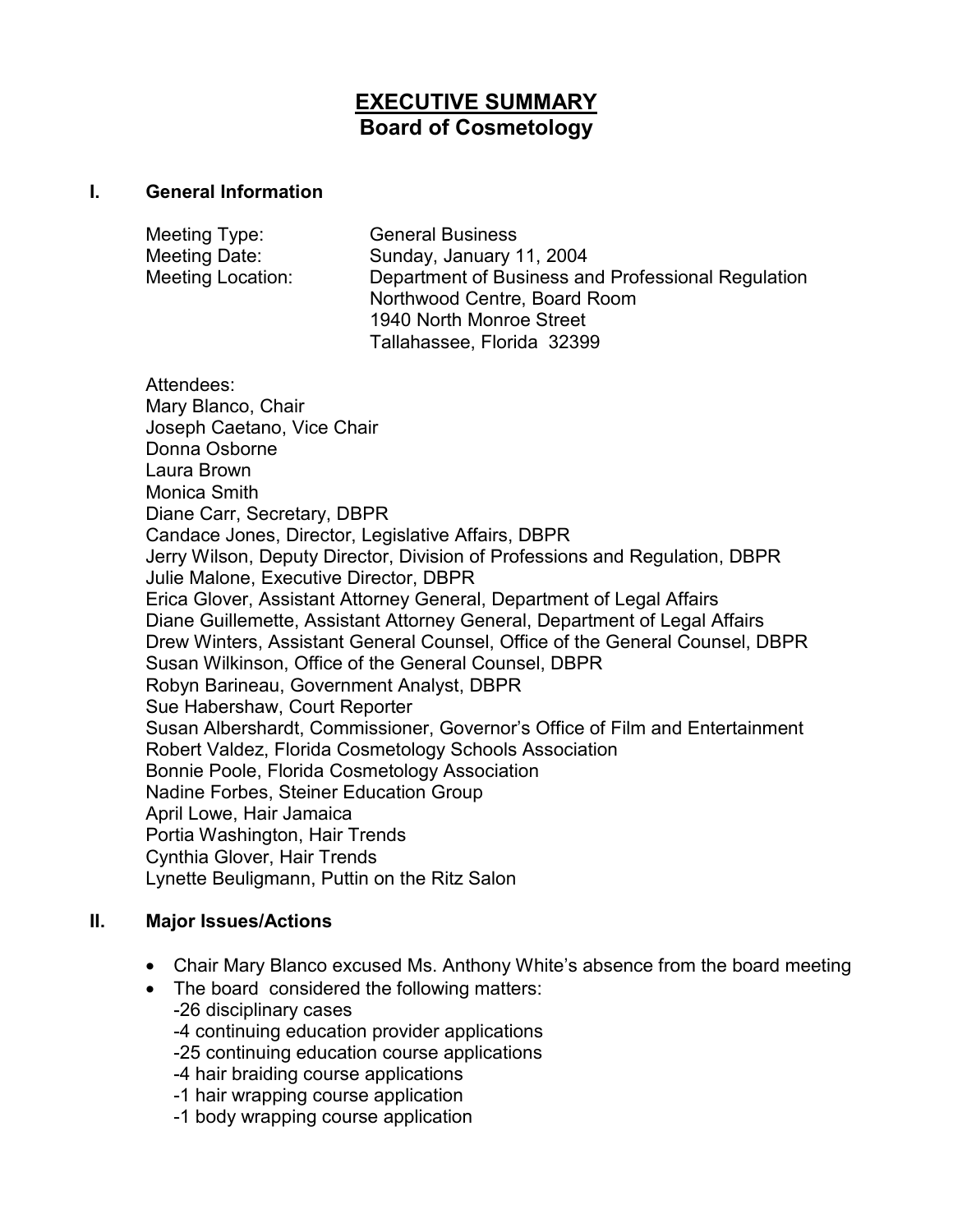# EXECUTIVE SUMMARY
## Board of Cosmetology

### I. General Information

Meeting Type: General Business
Meeting Date: Sunday, January 11, 2004
Meeting Location: Department of Business and Professional Regulation
Northwood Centre, Board Room
1940 North Monroe Street
Tallahassee, Florida 32399

Attendees:
Mary Blanco, Chair
Joseph Caetano, Vice Chair
Donna Osborne
Laura Brown
Monica Smith
Diane Carr, Secretary, DBPR
Candace Jones, Director, Legislative Affairs, DBPR
Jerry Wilson, Deputy Director, Division of Professions and Regulation, DBPR
Julie Malone, Executive Director, DBPR
Erica Glover, Assistant Attorney General, Department of Legal Affairs
Diane Guillemette, Assistant Attorney General, Department of Legal Affairs
Drew Winters, Assistant General Counsel, Office of the General Counsel, DBPR
Susan Wilkinson, Office of the General Counsel, DBPR
Robyn Barineau, Government Analyst, DBPR
Sue Habershaw, Court Reporter
Susan Albershardt, Commissioner, Governor's Office of Film and Entertainment
Robert Valdez, Florida Cosmetology Schools Association
Bonnie Poole, Florida Cosmetology Association
Nadine Forbes, Steiner Education Group
April Lowe, Hair Jamaica
Portia Washington, Hair Trends
Cynthia Glover, Hair Trends
Lynette Beuligmann, Puttin on the Ritz Salon

### II. Major Issues/Actions

- Chair Mary Blanco excused Ms. Anthony White's absence from the board meeting
- The board considered the following matters:
  - -26 disciplinary cases
  - -4 continuing education provider applications
  - -25 continuing education course applications
  - -4 hair braiding course applications
  - -1 hair wrapping course application
  - -1 body wrapping course application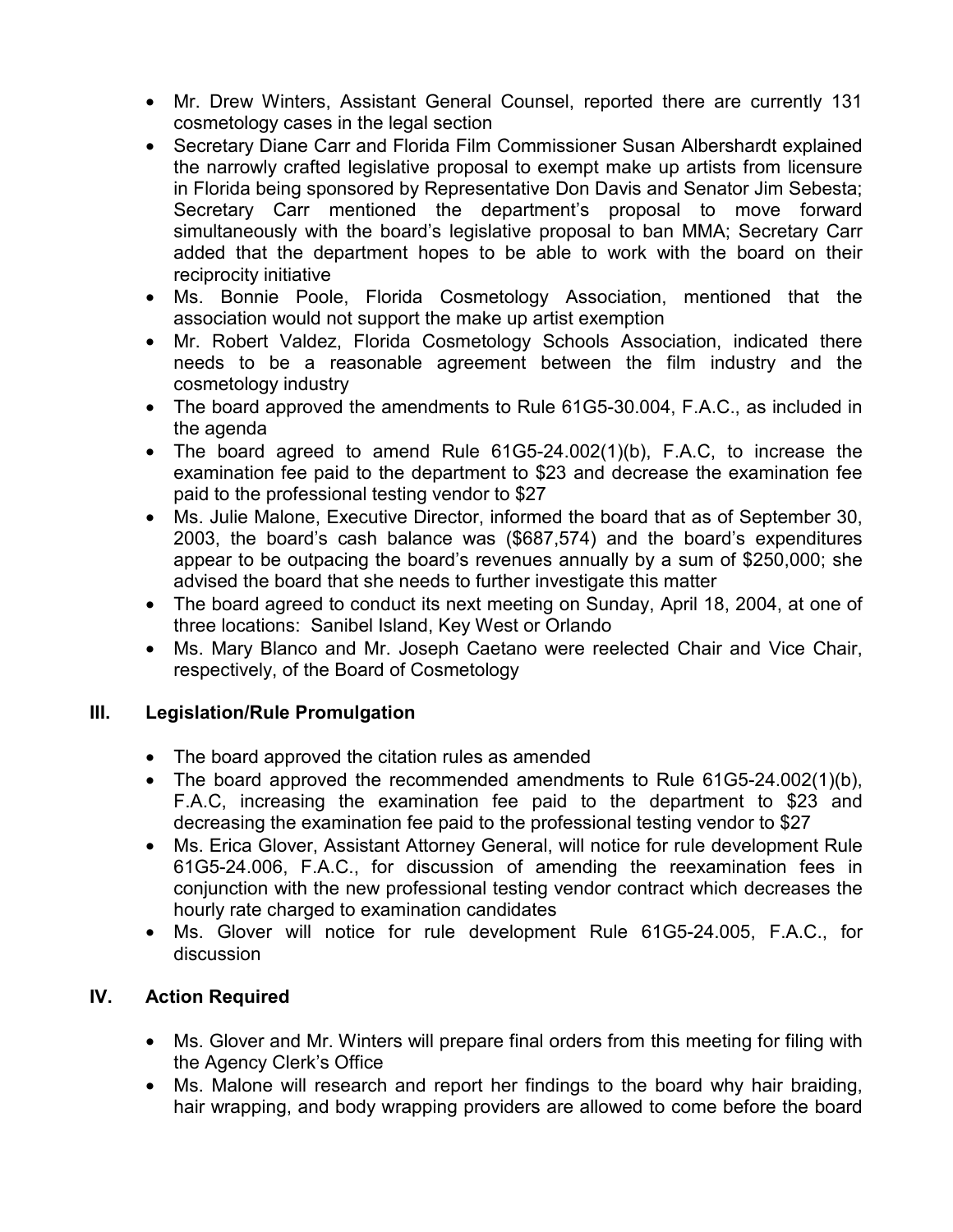- Mr. Drew Winters, Assistant General Counsel, reported there are currently 131 cosmetology cases in the legal section
- Secretary Diane Carr and Florida Film Commissioner Susan Albershardt explained the narrowly crafted legislative proposal to exempt make up artists from licensure in Florida being sponsored by Representative Don Davis and Senator Jim Sebesta; Secretary Carr mentioned the department's proposal to move forward simultaneously with the board's legislative proposal to ban MMA; Secretary Carr added that the department hopes to be able to work with the board on their reciprocity initiative
- Ms. Bonnie Poole, Florida Cosmetology Association, mentioned that the association would not support the make up artist exemption
- Mr. Robert Valdez, Florida Cosmetology Schools Association, indicated there needs to be a reasonable agreement between the film industry and the cosmetology industry
- The board approved the amendments to Rule 61G5-30.004, F.A.C., as included in the agenda
- The board agreed to amend Rule 61G5-24.002(1)(b), F.A.C, to increase the examination fee paid to the department to $23 and decrease the examination fee paid to the professional testing vendor to $27
- Ms. Julie Malone, Executive Director, informed the board that as of September 30, 2003, the board's cash balance was ($687,574) and the board's expenditures appear to be outpacing the board's revenues annually by a sum of $250,000; she advised the board that she needs to further investigate this matter
- The board agreed to conduct its next meeting on Sunday, April 18, 2004, at one of three locations: Sanibel Island, Key West or Orlando
- Ms. Mary Blanco and Mr. Joseph Caetano were reelected Chair and Vice Chair, respectively, of the Board of Cosmetology

## III. Legislation/Rule Promulgation

- The board approved the citation rules as amended
- The board approved the recommended amendments to Rule 61G5-24.002(1)(b), F.A.C, increasing the examination fee paid to the department to $23 and decreasing the examination fee paid to the professional testing vendor to $27
- Ms. Erica Glover, Assistant Attorney General, will notice for rule development Rule 61G5-24.006, F.A.C., for discussion of amending the reexamination fees in conjunction with the new professional testing vendor contract which decreases the hourly rate charged to examination candidates
- Ms. Glover will notice for rule development Rule 61G5-24.005, F.A.C., for discussion

## IV. Action Required

- Ms. Glover and Mr. Winters will prepare final orders from this meeting for filing with the Agency Clerk's Office
- Ms. Malone will research and report her findings to the board why hair braiding, hair wrapping, and body wrapping providers are allowed to come before the board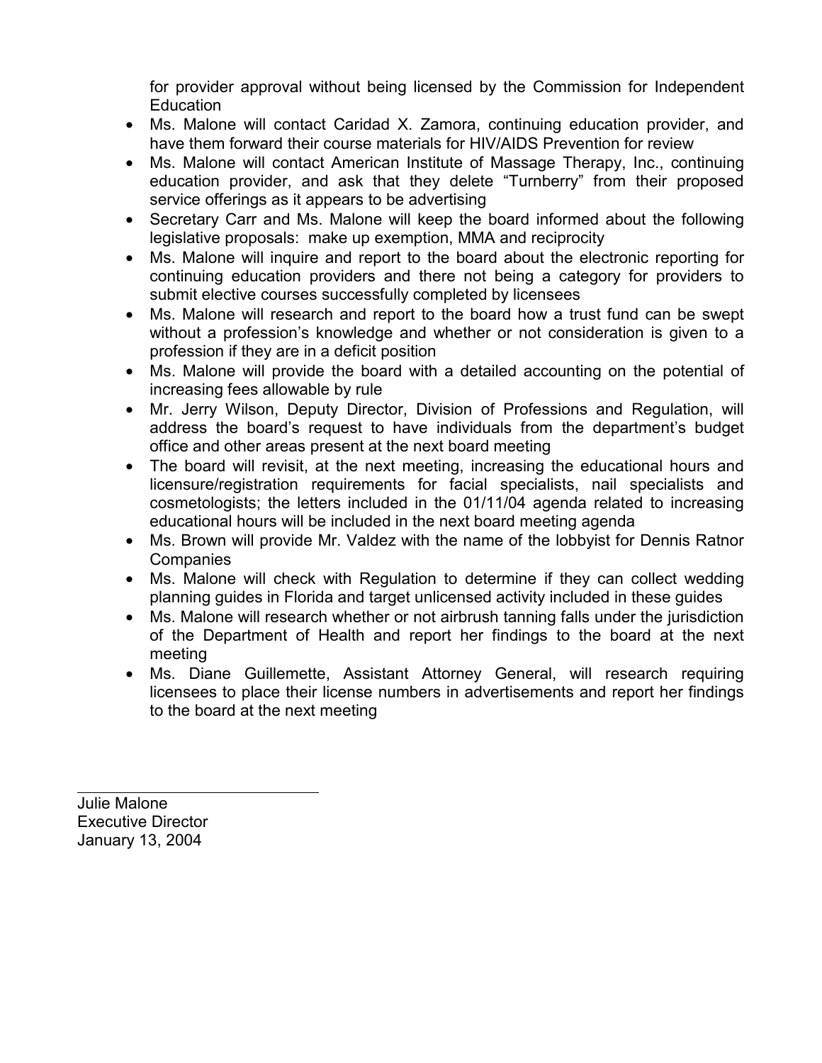for provider approval without being licensed by the Commission for Independent Education

- Ms. Malone will contact Caridad X. Zamora, continuing education provider, and have them forward their course materials for HIV/AIDS Prevention for review
- Ms. Malone will contact American Institute of Massage Therapy, Inc., continuing education provider, and ask that they delete "Turnberry" from their proposed service offerings as it appears to be advertising
- Secretary Carr and Ms. Malone will keep the board informed about the following legislative proposals: make up exemption, MMA and reciprocity
- Ms. Malone will inquire and report to the board about the electronic reporting for continuing education providers and there not being a category for providers to submit elective courses successfully completed by licensees
- Ms. Malone will research and report to the board how a trust fund can be swept without a profession's knowledge and whether or not consideration is given to a profession if they are in a deficit position
- Ms. Malone will provide the board with a detailed accounting on the potential of increasing fees allowable by rule
- Mr. Jerry Wilson, Deputy Director, Division of Professions and Regulation, will address the board's request to have individuals from the department's budget office and other areas present at the next board meeting
- The board will revisit, at the next meeting, increasing the educational hours and licensure/registration requirements for facial specialists, nail specialists and cosmetologists; the letters included in the 01/11/04 agenda related to increasing educational hours will be included in the next board meeting agenda
- Ms. Brown will provide Mr. Valdez with the name of the lobbyist for Dennis Ratnor Companies
- Ms. Malone will check with Regulation to determine if they can collect wedding planning guides in Florida and target unlicensed activity included in these guides
- Ms. Malone will research whether or not airbrush tanning falls under the jurisdiction of the Department of Health and report her findings to the board at the next meeting
- Ms. Diane Guillemette, Assistant Attorney General, will research requiring licensees to place their license numbers in advertisements and report her findings to the board at the next meeting

______________________________

Julie Malone
Executive Director
January 13, 2004